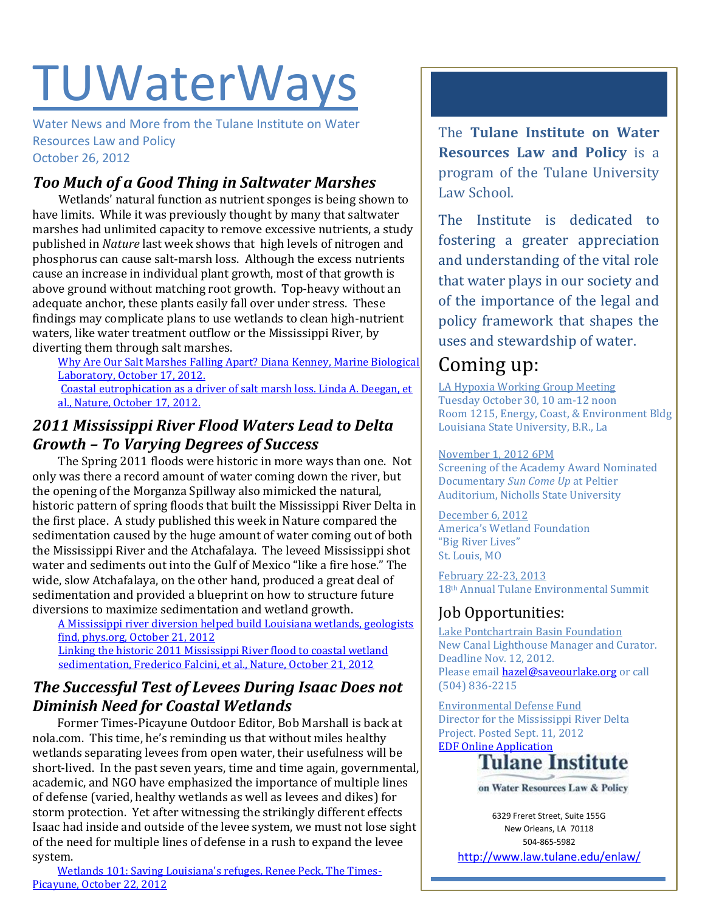# TUWaterWays

Water News and More from the Tulane Institute on Water Resources Law and Policy
October 26, 2012

## *Too Much of a Good Thing in Saltwater Marshes*

Wetlands' natural function as nutrient sponges is being shown to have limits. While it was previously thought by many that saltwater marshes had unlimited capacity to remove excessive nutrients, a study published in *Nature* last week shows that high levels of nitrogen and phosphorus can cause salt-marsh loss. Although the excess nutrients cause an increase in individual plant growth, most of that growth is above ground without matching root growth. Top-heavy without an adequate anchor, these plants easily fall over under stress. These findings may complicate plans to use wetlands to clean high-nutrient waters, like water treatment outflow or the Mississippi River, by diverting them through salt marshes.

Why Are Our Salt Marshes Falling Apart? Diana Kenney, Marine Biological Laboratory, October 17, 2012.

Coastal eutrophication as a driver of salt marsh loss. Linda A. Deegan, et al., Nature, October 17, 2012.

## *2011 Mississippi River Flood Waters Lead to Delta Growth – To Varying Degrees of Success*

The Spring 2011 floods were historic in more ways than one. Not only was there a record amount of water coming down the river, but the opening of the Morganza Spillway also mimicked the natural, historic pattern of spring floods that built the Mississippi River Delta in the first place. A study published this week in Nature compared the sedimentation caused by the huge amount of water coming out of both the Mississippi River and the Atchafalaya. The leveed Mississippi shot water and sediments out into the Gulf of Mexico "like a fire hose." The wide, slow Atchafalaya, on the other hand, produced a great deal of sedimentation and provided a blueprint on how to structure future diversions to maximize sedimentation and wetland growth.

A Mississippi river diversion helped build Louisiana wetlands, geologists find, phys.org, October 21, 2012

Linking the historic 2011 Mississippi River flood to coastal wetland sedimentation, Frederico Falcini, et al., Nature, October 21, 2012

## *The Successful Test of Levees During Isaac Does not Diminish Need for Coastal Wetlands*

Former Times-Picayune Outdoor Editor, Bob Marshall is back at nola.com. This time, he's reminding us that without miles healthy wetlands separating levees from open water, their usefulness will be short-lived. In the past seven years, time and time again, governmental, academic, and NGO have emphasized the importance of multiple lines of defense (varied, healthy wetlands as well as levees and dikes) for storm protection. Yet after witnessing the strikingly different effects Isaac had inside and outside of the levee system, we must not lose sight of the need for multiple lines of defense in a rush to expand the levee system.

Wetlands 101: Saving Louisiana's refuges, Renee Peck, The Times-Picayune, October 22, 2012

---

The **Tulane Institute on Water Resources Law and Policy** is a program of the Tulane University Law School.

The Institute is dedicated to fostering a greater appreciation and understanding of the vital role that water plays in our society and of the importance of the legal and policy framework that shapes the uses and stewardship of water.

## Coming up:

LA Hypoxia Working Group Meeting
Tuesday October 30, 10 am-12 noon
Room 1215, Energy, Coast, & Environment Bldg
Louisiana State University, B.R., La

November 1, 2012 6PM
Screening of the Academy Award Nominated Documentary *Sun Come Up* at Peltier Auditorium, Nicholls State University

December 6, 2012
America's Wetland Foundation
"Big River Lives"
St. Louis, MO

February 22-23, 2013
18th Annual Tulane Environmental Summit

## Job Opportunities:

Lake Pontchartrain Basin Foundation
New Canal Lighthouse Manager and Curator.
Deadline Nov. 12, 2012.
Please email hazel@saveourlake.org or call (504) 836-2215

Environmental Defense Fund
Director for the Mississippi River Delta Project. Posted Sept. 11, 2012
EDF Online Application

**Tulane Institute**
on Water Resources Law & Policy

6329 Freret Street, Suite 155G
New Orleans, LA 70118
504-865-5982
http://www.law.tulane.edu/enlaw/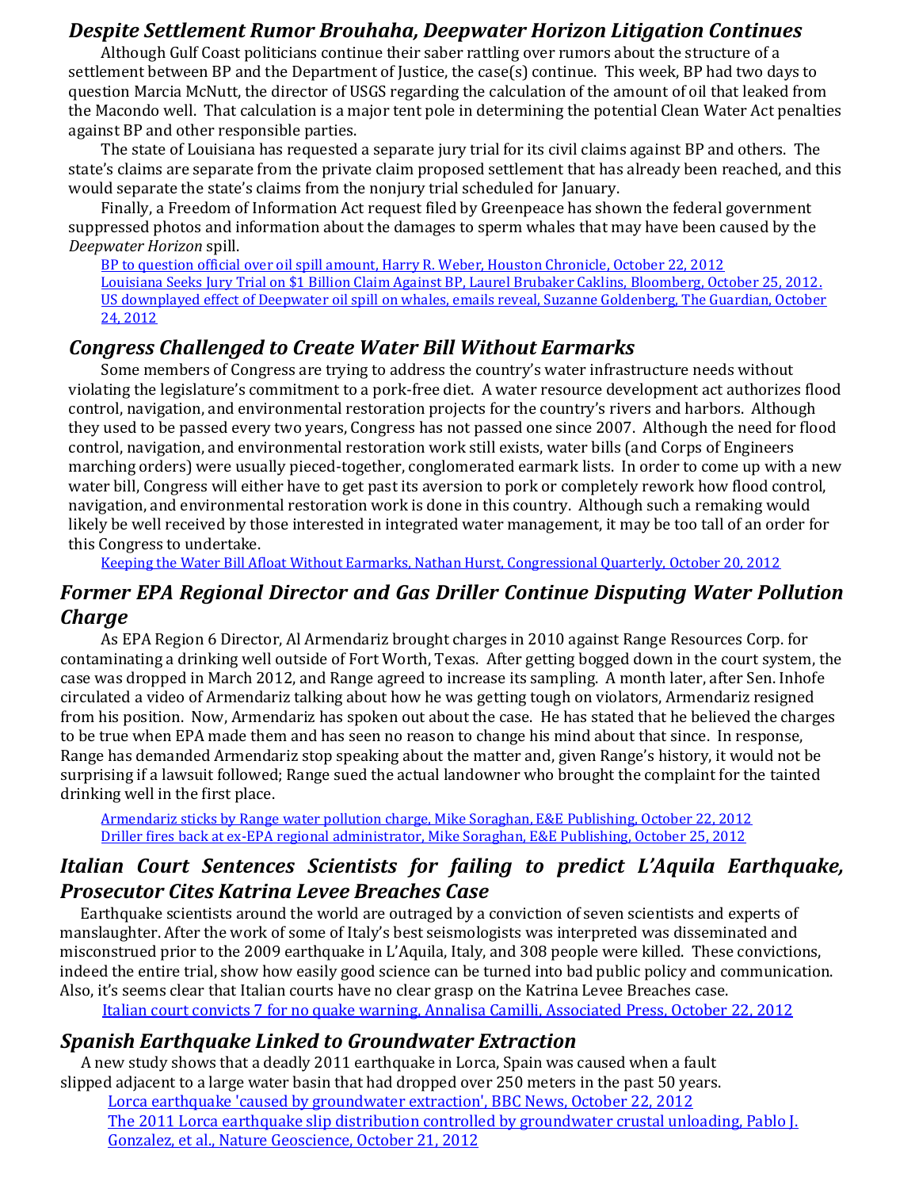## *Despite Settlement Rumor Brouhaha, Deepwater Horizon Litigation Continues*

Although Gulf Coast politicians continue their saber rattling over rumors about the structure of a settlement between BP and the Department of Justice, the case(s) continue. This week, BP had two days to question Marcia McNutt, the director of USGS regarding the calculation of the amount of oil that leaked from the Macondo well. That calculation is a major tent pole in determining the potential Clean Water Act penalties against BP and other responsible parties.

The state of Louisiana has requested a separate jury trial for its civil claims against BP and others. The state's claims are separate from the private claim proposed settlement that has already been reached, and this would separate the state's claims from the nonjury trial scheduled for January.

Finally, a Freedom of Information Act request filed by Greenpeace has shown the federal government suppressed photos and information about the damages to sperm whales that may have been caused by the *Deepwater Horizon* spill.

BP to question official over oil spill amount, Harry R. Weber, Houston Chronicle, October 22, 2012
Louisiana Seeks Jury Trial on $1 Billion Claim Against BP, Laurel Brubaker Caklins, Bloomberg, October 25, 2012.
US downplayed effect of Deepwater oil spill on whales, emails reveal, Suzanne Goldenberg, The Guardian, October 24, 2012

## *Congress Challenged to Create Water Bill Without Earmarks*

Some members of Congress are trying to address the country's water infrastructure needs without violating the legislature's commitment to a pork-free diet. A water resource development act authorizes flood control, navigation, and environmental restoration projects for the country's rivers and harbors. Although they used to be passed every two years, Congress has not passed one since 2007. Although the need for flood control, navigation, and environmental restoration work still exists, water bills (and Corps of Engineers marching orders) were usually pieced-together, conglomerated earmark lists. In order to come up with a new water bill, Congress will either have to get past its aversion to pork or completely rework how flood control, navigation, and environmental restoration work is done in this country. Although such a remaking would likely be well received by those interested in integrated water management, it may be too tall of an order for this Congress to undertake.

Keeping the Water Bill Afloat Without Earmarks, Nathan Hurst, Congressional Quarterly, October 20, 2012

## *Former EPA Regional Director and Gas Driller Continue Disputing Water Pollution Charge*

As EPA Region 6 Director, Al Armendariz brought charges in 2010 against Range Resources Corp. for contaminating a drinking well outside of Fort Worth, Texas. After getting bogged down in the court system, the case was dropped in March 2012, and Range agreed to increase its sampling. A month later, after Sen. Inhofe circulated a video of Armendariz talking about how he was getting tough on violators, Armendariz resigned from his position. Now, Armendariz has spoken out about the case. He has stated that he believed the charges to be true when EPA made them and has seen no reason to change his mind about that since. In response, Range has demanded Armendariz stop speaking about the matter and, given Range's history, it would not be surprising if a lawsuit followed; Range sued the actual landowner who brought the complaint for the tainted drinking well in the first place.

Armendariz sticks by Range water pollution charge, Mike Soraghan, E&E Publishing, October 22, 2012
Driller fires back at ex-EPA regional administrator, Mike Soraghan, E&E Publishing, October 25, 2012

## *Italian Court Sentences Scientists for failing to predict L'Aquila Earthquake, Prosecutor Cites Katrina Levee Breaches Case*

Earthquake scientists around the world are outraged by a conviction of seven scientists and experts of manslaughter. After the work of some of Italy's best seismologists was interpreted was disseminated and misconstrued prior to the 2009 earthquake in L'Aquila, Italy, and 308 people were killed. These convictions, indeed the entire trial, show how easily good science can be turned into bad public policy and communication. Also, it's seems clear that Italian courts have no clear grasp on the Katrina Levee Breaches case.

Italian court convicts 7 for no quake warning, Annalisa Camilli, Associated Press, October 22, 2012

## *Spanish Earthquake Linked to Groundwater Extraction*

A new study shows that a deadly 2011 earthquake in Lorca, Spain was caused when a fault slipped adjacent to a large water basin that had dropped over 250 meters in the past 50 years.

Lorca earthquake 'caused by groundwater extraction', BBC News, October 22, 2012
The 2011 Lorca earthquake slip distribution controlled by groundwater crustal unloading, Pablo J. Gonzalez, et al., Nature Geoscience, October 21, 2012